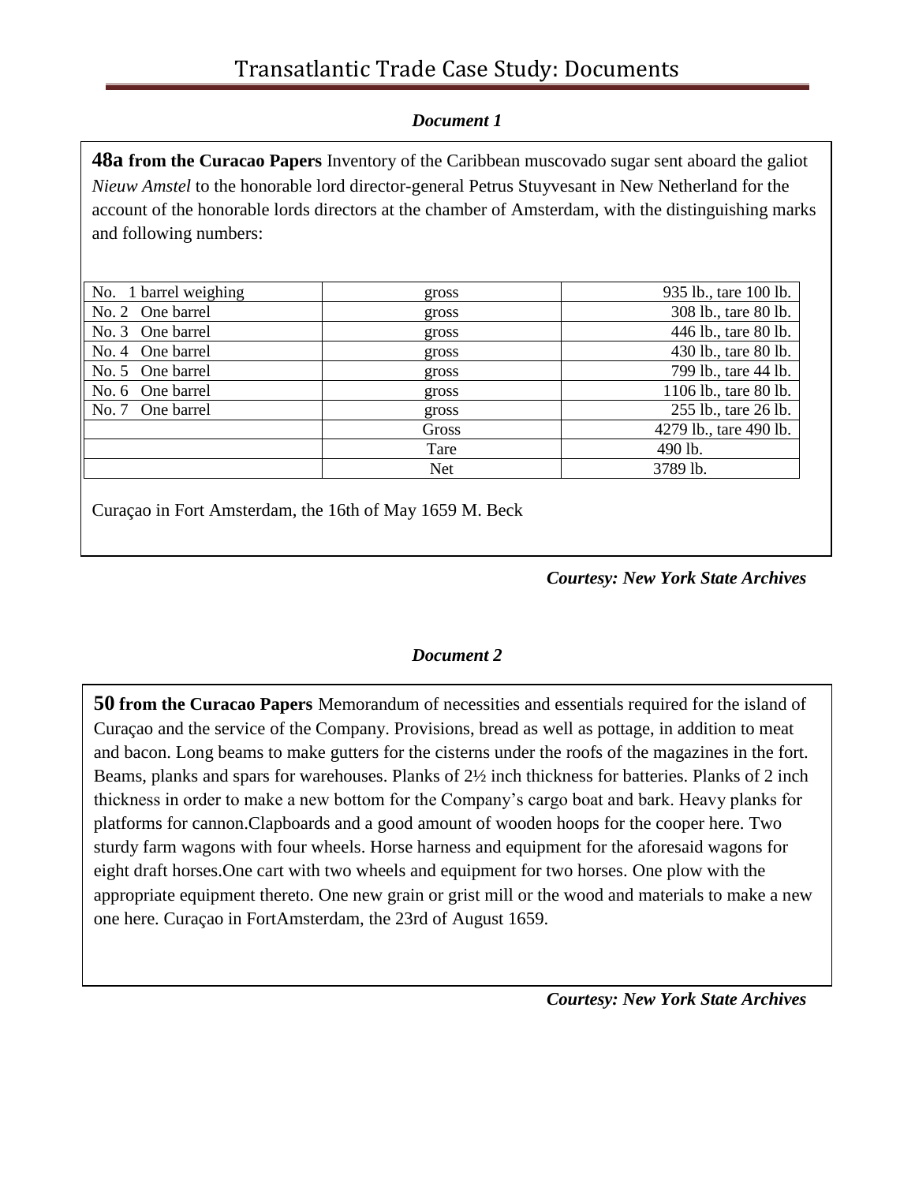# Transatlantic Trade Case Study: Documents

***Document 1***

**48a from the Curacao Papers** Inventory of the Caribbean muscovado sugar sent aboard the galiot *Nieuw Amstel* to the honorable lord director-general Petrus Stuyvesant in New Netherland for the account of the honorable lords directors at the chamber of Amsterdam, with the distinguishing marks and following numbers:

| | | |
|---|---|---|
| No. 1 barrel weighing | gross | 935 lb., tare 100 lb. |
| No. 2 One barrel | gross | 308 lb., tare 80 lb. |
| No. 3 One barrel | gross | 446 lb., tare 80 lb. |
| No. 4 One barrel | gross | 430 lb., tare 80 lb. |
| No. 5 One barrel | gross | 799 lb., tare 44 lb. |
| No. 6 One barrel | gross | 1106 lb., tare 80 lb. |
| No. 7 One barrel | gross | 255 lb., tare 26 lb. |
| | Gross | 4279 lb., tare 490 lb. |
| | Tare | 490 lb. |
| | Net | 3789 lb. |

Curaçao in Fort Amsterdam, the 16th of May 1659 M. Beck

***Courtesy: New York State Archives***

***Document 2***

**50 from the Curacao Papers** Memorandum of necessities and essentials required for the island of Curaçao and the service of the Company. Provisions, bread as well as pottage, in addition to meat and bacon. Long beams to make gutters for the cisterns under the roofs of the magazines in the fort. Beams, planks and spars for warehouses. Planks of 2½ inch thickness for batteries. Planks of 2 inch thickness in order to make a new bottom for the Company's cargo boat and bark. Heavy planks for platforms for cannon.Clapboards and a good amount of wooden hoops for the cooper here. Two sturdy farm wagons with four wheels. Horse harness and equipment for the aforesaid wagons for eight draft horses.One cart with two wheels and equipment for two horses. One plow with the appropriate equipment thereto. One new grain or grist mill or the wood and materials to make a new one here. Curaçao in FortAmsterdam, the 23rd of August 1659.

***Courtesy: New York State Archives***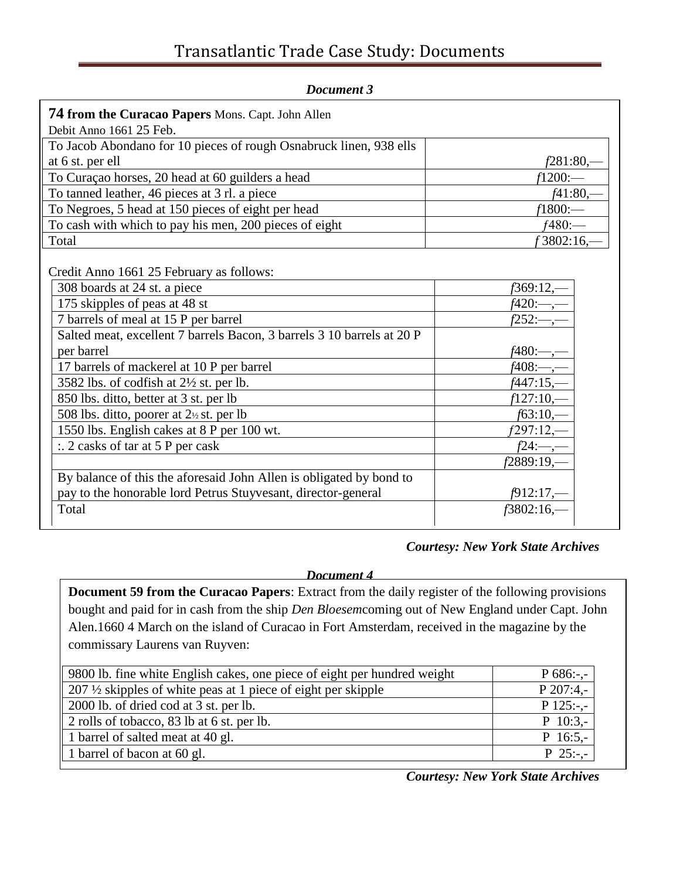# Transatlantic Trade Case Study: Documents

***Document 3***

**74 from the Curacao Papers** Mons. Capt. John Allen
Debit Anno 1661 25 Feb.

| | |
|---|---|
| To Jacob Abondano for 10 pieces of rough Osnabruck linen, 938 ells at 6 st. per ell | ƒ281:80,— |
| To Curaçao horses, 20 head at 60 guilders a head | ƒ1200:— |
| To tanned leather, 46 pieces at 3 rl. a piece | ƒ41:80,— |
| To Negroes, 5 head at 150 pieces of eight per head | ƒ1800:— |
| To cash with which to pay his men, 200 pieces of eight | ƒ480:— |
| Total | ƒ 3802:16,— |

Credit Anno 1661 25 February as follows:

| | |
|---|---|
| 308 boards at 24 st. a piece | ƒ369:12,— |
| 175 skipples of peas at 48 st | ƒ420:—,— |
| 7 barrels of meal at 15 P per barrel | ƒ252:—,— |
| Salted meat, excellent 7 barrels Bacon, 3 barrels 3 10 barrels at 20 P per barrel | ƒ480:—,— |
| 17 barrels of mackerel at 10 P per barrel | ƒ408:—,— |
| 3582 lbs. of codfish at 2½ st. per lb. | ƒ447:15,— |
| 850 lbs. ditto, better at 3 st. per lb | ƒ127:10,— |
| 508 lbs. ditto, poorer at 2½ st. per lb | ƒ63:10,— |
| 1550 lbs. English cakes at 8 P per 100 wt. | ƒ297:12,— |
| :. 2 casks of tar at 5 P per cask | ƒ24:—,— |
| | ƒ2889:19,— |
| By balance of this the aforesaid John Allen is obligated by bond to pay to the honorable lord Petrus Stuyvesant, director-general | ƒ912:17,— |
| Total | ƒ3802:16,— |

***Courtesy: New York State Archives***

***Document 4***

**Document 59 from the Curacao Papers**: Extract from the daily register of the following provisions bought and paid for in cash from the ship *Den Bloesem*coming out of New England under Capt. John Alen.1660 4 March on the island of Curacao in Fort Amsterdam, received in the magazine by the commissary Laurens van Ruyven:

| | |
|---|---|
| 9800 lb. fine white English cakes, one piece of eight per hundred weight | P 686:-,- |
| 207 ½ skipples of white peas at 1 piece of eight per skipple | P 207:4,- |
| 2000 lb. of dried cod at 3 st. per lb. | P 125:-,- |
| 2 rolls of tobacco, 83 lb at 6 st. per lb. | P 10:3,- |
| 1 barrel of salted meat at 40 gl. | P 16:5,- |
| 1 barrel of bacon at 60 gl. | P 25:-,- |

***Courtesy: New York State Archives***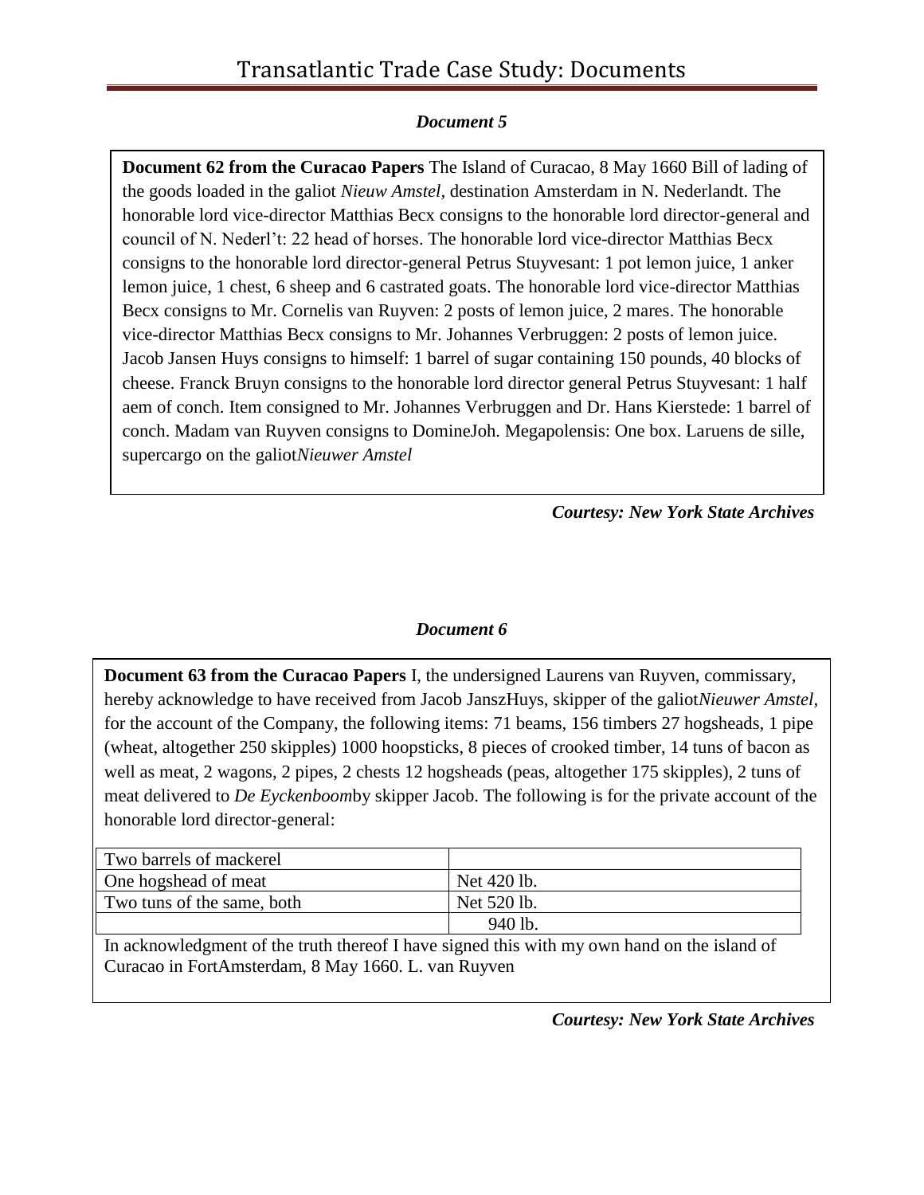*Document 5*

**Document 62 from the Curacao Papers** The Island of Curacao, 8 May 1660 Bill of lading of the goods loaded in the galiot *Nieuw Amstel*, destination Amsterdam in N. Nederlandt. The honorable lord vice-director Matthias Becx consigns to the honorable lord director-general and council of N. Nederl't: 22 head of horses. The honorable lord vice-director Matthias Becx consigns to the honorable lord director-general Petrus Stuyvesant: 1 pot lemon juice, 1 anker lemon juice, 1 chest, 6 sheep and 6 castrated goats. The honorable lord vice-director Matthias Becx consigns to Mr. Cornelis van Ruyven: 2 posts of lemon juice, 2 mares. The honorable vice-director Matthias Becx consigns to Mr. Johannes Verbruggen: 2 posts of lemon juice. Jacob Jansen Huys consigns to himself: 1 barrel of sugar containing 150 pounds, 40 blocks of cheese. Franck Bruyn consigns to the honorable lord director general Petrus Stuyvesant: 1 half aem of conch. Item consigned to Mr. Johannes Verbruggen and Dr. Hans Kierstede: 1 barrel of conch. Madam van Ruyven consigns to DomineJoh. Megapolensis: One box. Laruens de sille, supercargo on the galiot*Nieuwer Amstel*

***Courtesy: New York State Archives***

*Document 6*

**Document 63 from the Curacao Papers** I, the undersigned Laurens van Ruyven, commissary, hereby acknowledge to have received from Jacob JanszHuys, skipper of the galiot*Nieuwer Amstel*, for the account of the Company, the following items: 71 beams, 156 timbers 27 hogsheads, 1 pipe (wheat, altogether 250 skipples) 1000 hoopsticks, 8 pieces of crooked timber, 14 tuns of bacon as well as meat, 2 wagons, 2 pipes, 2 chests 12 hogsheads (peas, altogether 175 skipples), 2 tuns of meat delivered to *De Eyckenboom*by skipper Jacob. The following is for the private account of the honorable lord director-general:

| | |
|---|---|
| Two barrels of mackerel | |
| One hogshead of meat | Net 420 lb. |
| Two tuns of the same, both | Net 520 lb. |
| | 940 lb. |

In acknowledgment of the truth thereof I have signed this with my own hand on the island of Curacao in FortAmsterdam, 8 May 1660. L. van Ruyven

***Courtesy: New York State Archives***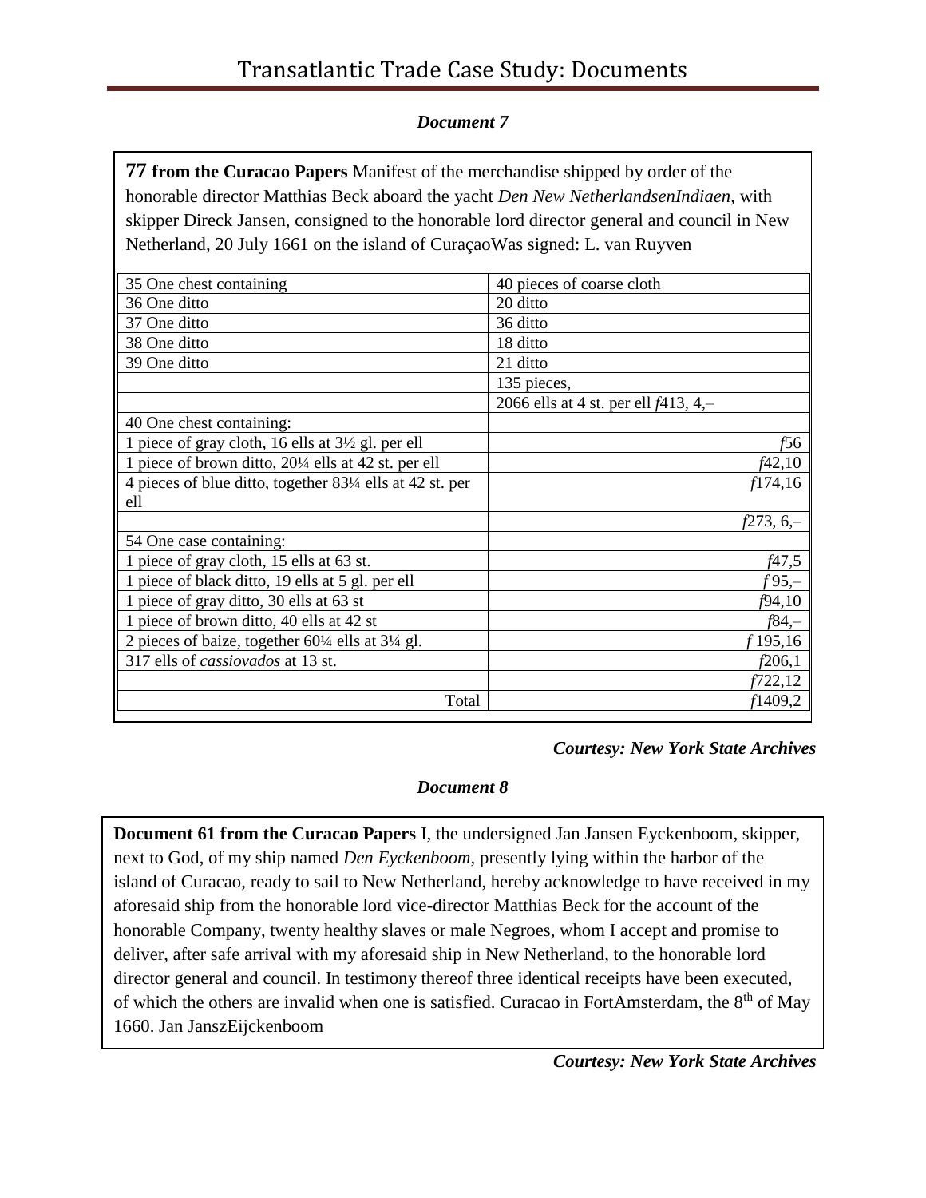# Transatlantic Trade Case Study: Documents

***Document 7***

**77 from the Curacao Papers** Manifest of the merchandise shipped by order of the honorable director Matthias Beck aboard the yacht *Den New NetherlandsenIndiaen*, with skipper Direck Jansen, consigned to the honorable lord director general and council in New Netherland, 20 July 1661 on the island of CuraçaoWas signed: L. van Ruyven

| | |
|---|---|
| 35 One chest containing | 40 pieces of coarse cloth |
| 36 One ditto | 20 ditto |
| 37 One ditto | 36 ditto |
| 38 One ditto | 18 ditto |
| 39 One ditto | 21 ditto |
| | 135 pieces, |
| | 2066 ells at 4 st. per ell *f*413, 4,– |
| 40 One chest containing: | |
| 1 piece of gray cloth, 16 ells at 3½ gl. per ell | *f*56 |
| 1 piece of brown ditto, 20¼ ells at 42 st. per ell | *f*42,10 |
| 4 pieces of blue ditto, together 83¼ ells at 42 st. per ell | *f*174,16 |
| | *f*273, 6,– |
| 54 One case containing: | |
| 1 piece of gray cloth, 15 ells at 63 st. | *f*47,5 |
| 1 piece of black ditto, 19 ells at 5 gl. per ell | *f* 95,– |
| 1 piece of gray ditto, 30 ells at 63 st | *f*94,10 |
| 1 piece of brown ditto, 40 ells at 42 st | *f*84,– |
| 2 pieces of baize, together 60¼ ells at 3¼ gl. | *f* 195,16 |
| 317 ells of *cassiovados* at 13 st. | *f*206,1 |
| | *f*722,12 |
| Total | *f*1409,2 |

***Courtesy: New York State Archives***

***Document 8***

**Document 61 from the Curacao Papers** I, the undersigned Jan Jansen Eyckenboom, skipper, next to God, of my ship named *Den Eyckenboom*, presently lying within the harbor of the island of Curacao, ready to sail to New Netherland, hereby acknowledge to have received in my aforesaid ship from the honorable lord vice-director Matthias Beck for the account of the honorable Company, twenty healthy slaves or male Negroes, whom I accept and promise to deliver, after safe arrival with my aforesaid ship in New Netherland, to the honorable lord director general and council. In testimony thereof three identical receipts have been executed, of which the others are invalid when one is satisfied. Curacao in FortAmsterdam, the 8th of May 1660. Jan JanszEijckenboom

***Courtesy: New York State Archives***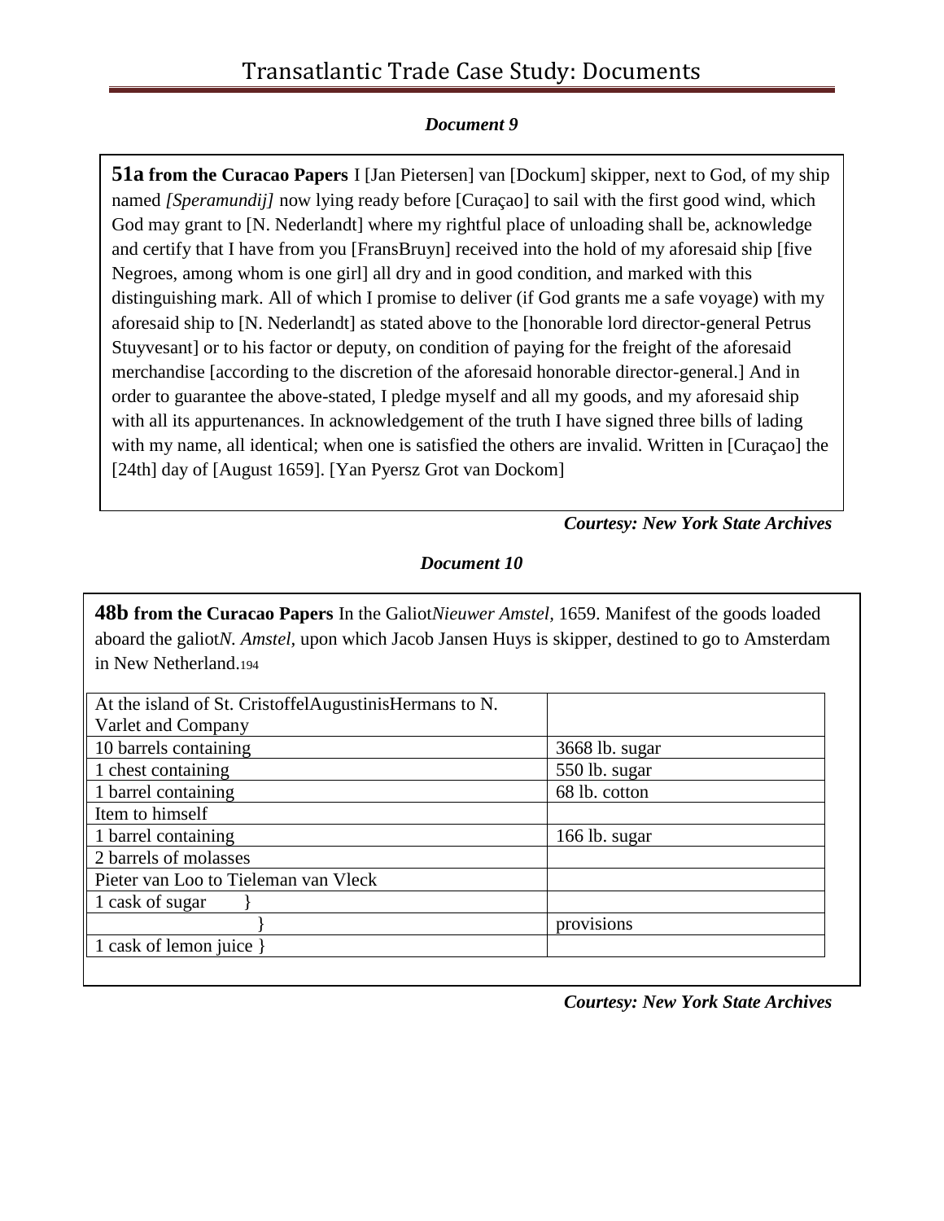# Transatlantic Trade Case Study: Documents

***Document 9***

**51a from the Curacao Papers** I [Jan Pietersen] van [Dockum] skipper, next to God, of my ship named *[Speramundij]* now lying ready before [Curaçao] to sail with the first good wind, which God may grant to [N. Nederlandt] where my rightful place of unloading shall be, acknowledge and certify that I have from you [FransBruyn] received into the hold of my aforesaid ship [five Negroes, among whom is one girl] all dry and in good condition, and marked with this distinguishing mark. All of which I promise to deliver (if God grants me a safe voyage) with my aforesaid ship to [N. Nederlandt] as stated above to the [honorable lord director-general Petrus Stuyvesant] or to his factor or deputy, on condition of paying for the freight of the aforesaid merchandise [according to the discretion of the aforesaid honorable director-general.] And in order to guarantee the above-stated, I pledge myself and all my goods, and my aforesaid ship with all its appurtenances. In acknowledgement of the truth I have signed three bills of lading with my name, all identical; when one is satisfied the others are invalid. Written in [Curaçao] the [24th] day of [August 1659]. [Yan Pyersz Grot van Dockom]

***Courtesy: New York State Archives***

***Document 10***

**48b from the Curacao Papers** In the Galiot*Nieuwer Amstel,* 1659. Manifest of the goods loaded aboard the galiot*N. Amstel*, upon which Jacob Jansen Huys is skipper, destined to go to Amsterdam in New Netherland.194

| At the island of St. CristoffelAugustinisHermans to N. Varlet and Company | |
|---|---|
| 10 barrels containing | 3668 lb. sugar |
| 1 chest containing | 550 lb. sugar |
| 1 barrel containing | 68 lb. cotton |
| Item to himself | |
| 1 barrel containing | 166 lb. sugar |
| 2 barrels of molasses | |
| Pieter van Loo to Tieleman van Vleck | |
| 1 cask of sugar } | |
| } | provisions |
| 1 cask of lemon juice } | |

***Courtesy: New York State Archives***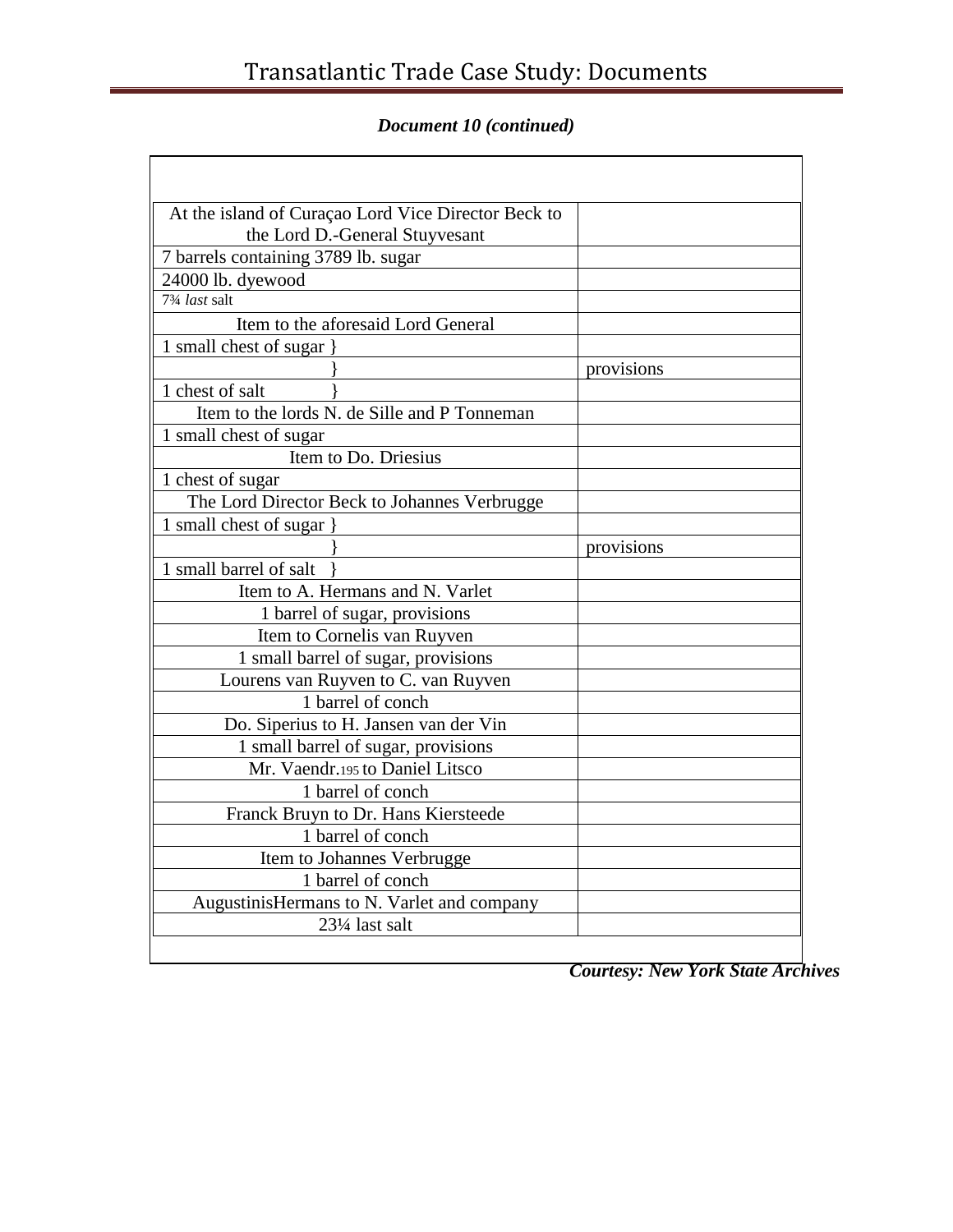*Document 10 (continued)*

| | |
|---|---|
| At the island of Curaçao Lord Vice Director Beck to the Lord D.-General Stuyvesant | |
| 7 barrels containing 3789 lb. sugar | |
| 24000 lb. dyewood | |
| 7¾ *last* salt | |
| Item to the aforesaid Lord General | |
| 1 small chest of sugar } | |
| } | provisions |
| 1 chest of salt } | |
| Item to the lords N. de Sille and P Tonneman | |
| 1 small chest of sugar | |
| Item to Do. Driesius | |
| 1 chest of sugar | |
| The Lord Director Beck to Johannes Verbrugge | |
| 1 small chest of sugar } | |
| } | provisions |
| 1 small barrel of salt } | |
| Item to A. Hermans and N. Varlet | |
| 1 barrel of sugar, provisions | |
| Item to Cornelis van Ruyven | |
| 1 small barrel of sugar, provisions | |
| Lourens van Ruyven to C. van Ruyven | |
| 1 barrel of conch | |
| Do. Siperius to H. Jansen van der Vin | |
| 1 small barrel of sugar, provisions | |
| Mr. Vaendr.[195] to Daniel Litsco | |
| 1 barrel of conch | |
| Franck Bruyn to Dr. Hans Kiersteede | |
| 1 barrel of conch | |
| Item to Johannes Verbrugge | |
| 1 barrel of conch | |
| AugustinisHermans to N. Varlet and company | |
| 23¼ last salt | |

***Courtesy: New York State Archives***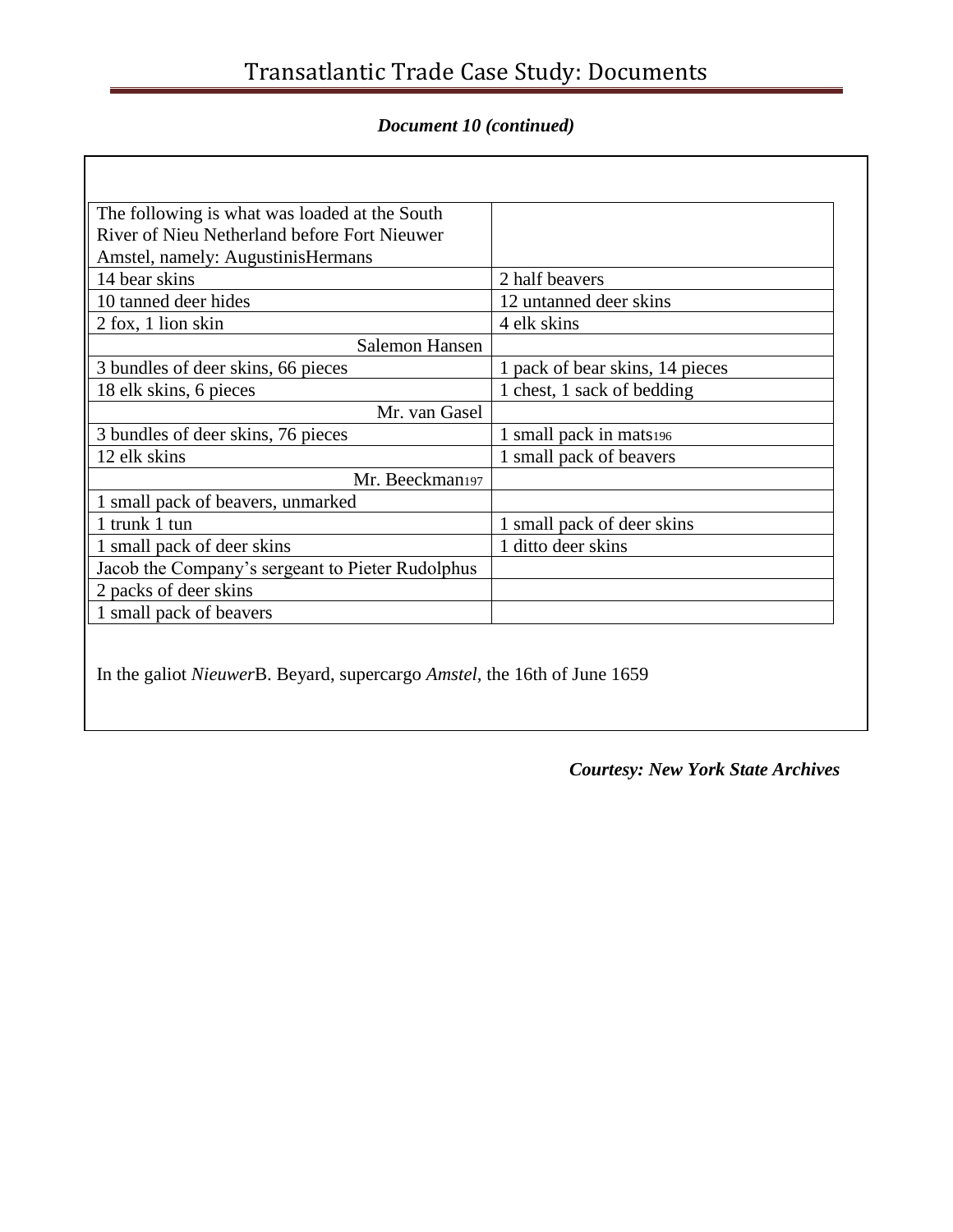*Document 10 (continued)*

| | |
|---|---|
| The following is what was loaded at the South River of Nieu Netherland before Fort Nieuwer Amstel, namely: AugustinisHermans | |
| 14 bear skins | 2 half beavers |
| 10 tanned deer hides | 12 untanned deer skins |
| 2 fox, 1 lion skin | 4 elk skins |
| Salemon Hansen | |
| 3 bundles of deer skins, 66 pieces | 1 pack of bear skins, 14 pieces |
| 18 elk skins, 6 pieces | 1 chest, 1 sack of bedding |
| Mr. van Gasel | |
| 3 bundles of deer skins, 76 pieces | 1 small pack in mats[196] |
| 12 elk skins | 1 small pack of beavers |
| Mr. Beeckman[197] | |
| 1 small pack of beavers, unmarked | |
| 1 trunk 1 tun | 1 small pack of deer skins |
| 1 small pack of deer skins | 1 ditto deer skins |
| Jacob the Company's sergeant to Pieter Rudolphus | |
| 2 packs of deer skins | |
| 1 small pack of beavers | |

In the galiot *Nieuwer*B. Beyard, supercargo *Amstel*, the 16th of June 1659

***Courtesy: New York State Archives***